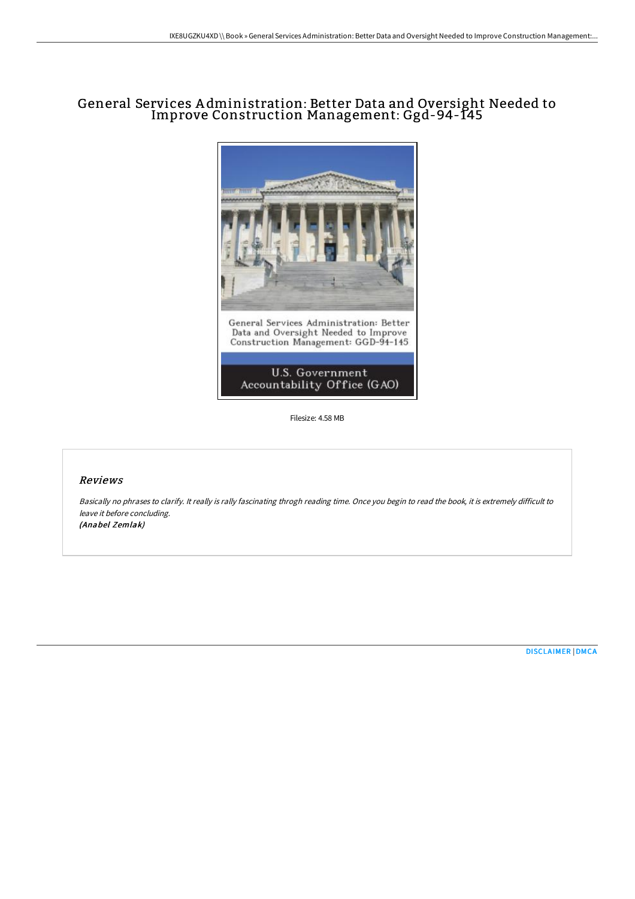# General Services Administration: Better Data and Oversight Needed to Improve Construction Management: Ggd-94-145

General Services Administration: Better Data and Oversight Needed to Improve Construction Management: GGD-94-145

U.S. Government Accountability Office (GAO)

Filesize: 4.58 MB

## *Reviews*

*Basically no phrases to clarify. It really is rally fascinating throgh reading time. Once you begin to read the book, it is extremely difficult to leave it before concluding.*
***(Anabel Zemlak)***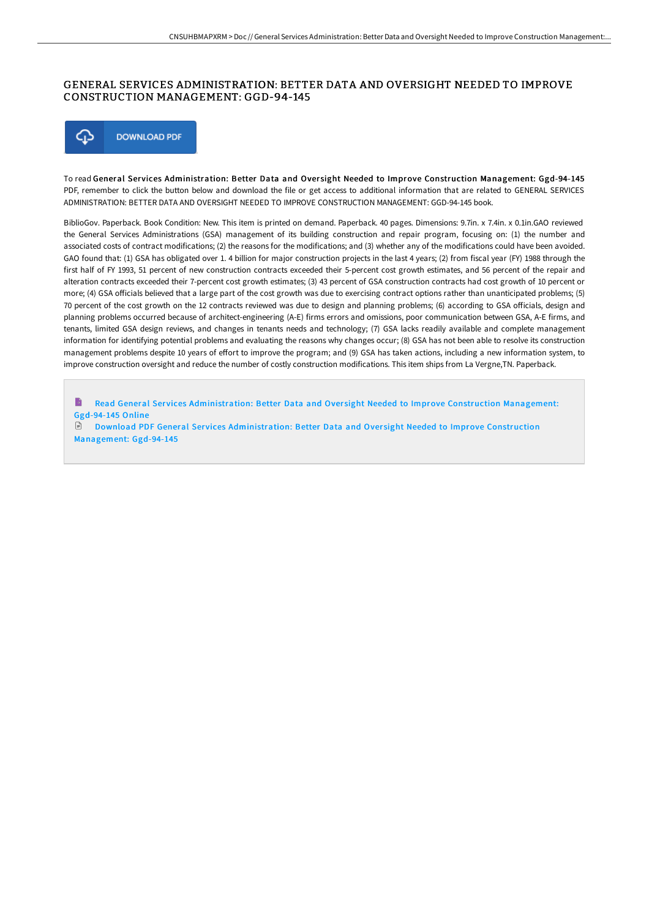# GENERAL SERVICES ADMINISTRATION: BETTER DATA AND OVERSIGHT NEEDED TO IMPROVE CONSTRUCTION MANAGEMENT: GGD-94-145

DOWNLOAD PDF

To read **General Services Administration: Better Data and Oversight Needed to Improve Construction Management: Ggd-94-145** PDF, remember to click the button below and download the file or get access to additional information that are related to GENERAL SERVICES ADMINISTRATION: BETTER DATA AND OVERSIGHT NEEDED TO IMPROVE CONSTRUCTION MANAGEMENT: GGD-94-145 book.

BiblioGov. Paperback. Book Condition: New. This item is printed on demand. Paperback. 40 pages. Dimensions: 9.7in. x 7.4in. x 0.1in.GAO reviewed the General Services Administrations (GSA) management of its building construction and repair program, focusing on: (1) the number and associated costs of contract modifications; (2) the reasons for the modifications; and (3) whether any of the modifications could have been avoided. GAO found that: (1) GSA has obligated over 1. 4 billion for major construction projects in the last 4 years; (2) from fiscal year (FY) 1988 through the first half of FY 1993, 51 percent of new construction contracts exceeded their 5-percent cost growth estimates, and 56 percent of the repair and alteration contracts exceeded their 7-percent cost growth estimates; (3) 43 percent of GSA construction contracts had cost growth of 10 percent or more; (4) GSA officials believed that a large part of the cost growth was due to exercising contract options rather than unanticipated problems; (5) 70 percent of the cost growth on the 12 contracts reviewed was due to design and planning problems; (6) according to GSA officials, design and planning problems occurred because of architect-engineering (A-E) firms errors and omissions, poor communication between GSA, A-E firms, and tenants, limited GSA design reviews, and changes in tenants needs and technology; (7) GSA lacks readily available and complete management information for identifying potential problems and evaluating the reasons why changes occur; (8) GSA has not been able to resolve its construction management problems despite 10 years of effort to improve the program; and (9) GSA has taken actions, including a new information system, to improve construction oversight and reduce the number of costly construction modifications. This item ships from La Vergne,TN. Paperback.

Read General Services Administration: Better Data and Oversight Needed to Improve Construction Management: Ggd-94-145 Online

Download PDF General Services Administration: Better Data and Oversight Needed to Improve Construction Management: Ggd-94-145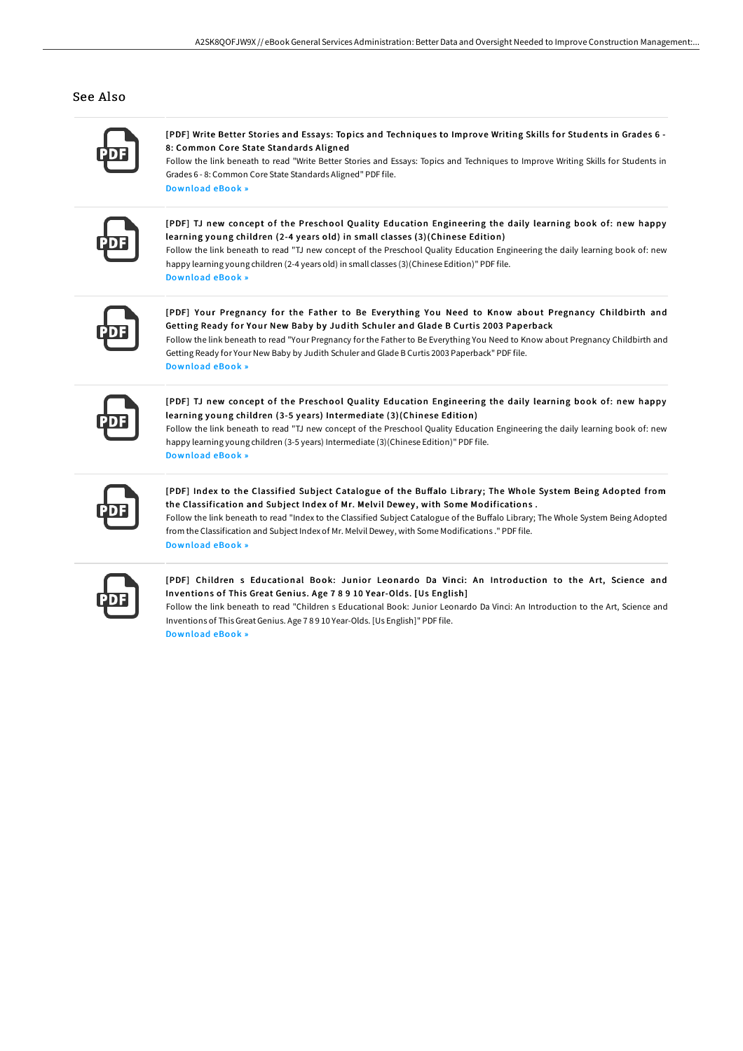## See Also

**[PDF] Write Better Stories and Essays: Topics and Techniques to Improve Writing Skills for Students in Grades 6 - 8: Common Core State Standards Aligned**

Follow the link beneath to read "Write Better Stories and Essays: Topics and Techniques to Improve Writing Skills for Students in Grades 6 - 8: Common Core State Standards Aligned" PDF file.

Download eBook »

**[PDF] TJ new concept of the Preschool Quality Education Engineering the daily learning book of: new happy learning young children (2-4 years old) in small classes (3)(Chinese Edition)**

Follow the link beneath to read "TJ new concept of the Preschool Quality Education Engineering the daily learning book of: new happy learning young children (2-4 years old) in small classes (3)(Chinese Edition)" PDF file.

Download eBook »

**[PDF] Your Pregnancy for the Father to Be Everything You Need to Know about Pregnancy Childbirth and Getting Ready for Your New Baby by Judith Schuler and Glade B Curtis 2003 Paperback**

Follow the link beneath to read "Your Pregnancy for the Father to Be Everything You Need to Know about Pregnancy Childbirth and Getting Ready for Your New Baby by Judith Schuler and Glade B Curtis 2003 Paperback" PDF file.

Download eBook »

**[PDF] TJ new concept of the Preschool Quality Education Engineering the daily learning book of: new happy learning young children (3-5 years) Intermediate (3)(Chinese Edition)**

Follow the link beneath to read "TJ new concept of the Preschool Quality Education Engineering the daily learning book of: new happy learning young children (3-5 years) Intermediate (3)(Chinese Edition)" PDF file.

Download eBook »

**[PDF] Index to the Classified Subject Catalogue of the Buffalo Library; The Whole System Being Adopted from the Classification and Subject Index of Mr. Melvil Dewey, with Some Modifications .**

Follow the link beneath to read "Index to the Classified Subject Catalogue of the Buffalo Library; The Whole System Being Adopted from the Classification and Subject Index of Mr. Melvil Dewey, with Some Modifications ." PDF file.

Download eBook »

**[PDF] Children s Educational Book: Junior Leonardo Da Vinci: An Introduction to the Art, Science and Inventions of This Great Genius. Age 7 8 9 10 Year-Olds. [Us English]**

Follow the link beneath to read "Children s Educational Book: Junior Leonardo Da Vinci: An Introduction to the Art, Science and Inventions of This Great Genius. Age 7 8 9 10 Year-Olds. [Us English]" PDF file.

Download eBook »